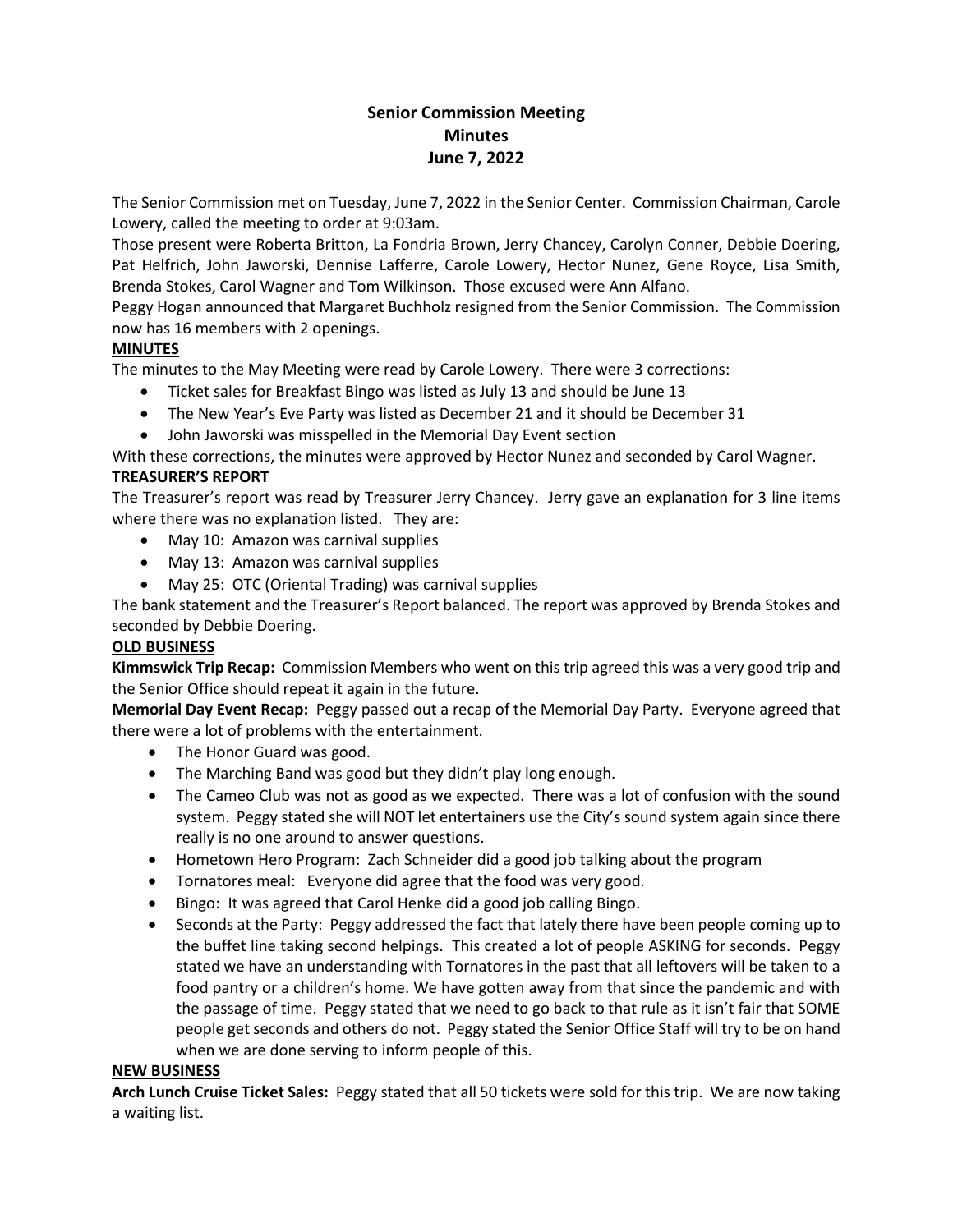# Senior Commission Meeting
## Minutes
## June 7, 2022

The Senior Commission met on Tuesday, June 7, 2022 in the Senior Center. Commission Chairman, Carole Lowery, called the meeting to order at 9:03am.

Those present were Roberta Britton, La Fondria Brown, Jerry Chancey, Carolyn Conner, Debbie Doering, Pat Helfrich, John Jaworski, Dennise Lafferre, Carole Lowery, Hector Nunez, Gene Royce, Lisa Smith, Brenda Stokes, Carol Wagner and Tom Wilkinson. Those excused were Ann Alfano.

Peggy Hogan announced that Margaret Buchholz resigned from the Senior Commission. The Commission now has 16 members with 2 openings.

**MINUTES**

The minutes to the May Meeting were read by Carole Lowery. There were 3 corrections:

- Ticket sales for Breakfast Bingo was listed as July 13 and should be June 13
- The New Year's Eve Party was listed as December 21 and it should be December 31
- John Jaworski was misspelled in the Memorial Day Event section

With these corrections, the minutes were approved by Hector Nunez and seconded by Carol Wagner.

**TREASURER'S REPORT**

The Treasurer's report was read by Treasurer Jerry Chancey. Jerry gave an explanation for 3 line items where there was no explanation listed. They are:

- May 10: Amazon was carnival supplies
- May 13: Amazon was carnival supplies
- May 25: OTC (Oriental Trading) was carnival supplies

The bank statement and the Treasurer's Report balanced. The report was approved by Brenda Stokes and seconded by Debbie Doering.

**OLD BUSINESS**

**Kimmswick Trip Recap:** Commission Members who went on this trip agreed this was a very good trip and the Senior Office should repeat it again in the future.

**Memorial Day Event Recap:** Peggy passed out a recap of the Memorial Day Party. Everyone agreed that there were a lot of problems with the entertainment.

- The Honor Guard was good.
- The Marching Band was good but they didn't play long enough.
- The Cameo Club was not as good as we expected. There was a lot of confusion with the sound system. Peggy stated she will NOT let entertainers use the City's sound system again since there really is no one around to answer questions.
- Hometown Hero Program: Zach Schneider did a good job talking about the program
- Tornatores meal: Everyone did agree that the food was very good.
- Bingo: It was agreed that Carol Henke did a good job calling Bingo.
- Seconds at the Party: Peggy addressed the fact that lately there have been people coming up to the buffet line taking second helpings. This created a lot of people ASKING for seconds. Peggy stated we have an understanding with Tornatores in the past that all leftovers will be taken to a food pantry or a children's home. We have gotten away from that since the pandemic and with the passage of time. Peggy stated that we need to go back to that rule as it isn't fair that SOME people get seconds and others do not. Peggy stated the Senior Office Staff will try to be on hand when we are done serving to inform people of this.

**NEW BUSINESS**

**Arch Lunch Cruise Ticket Sales:** Peggy stated that all 50 tickets were sold for this trip. We are now taking a waiting list.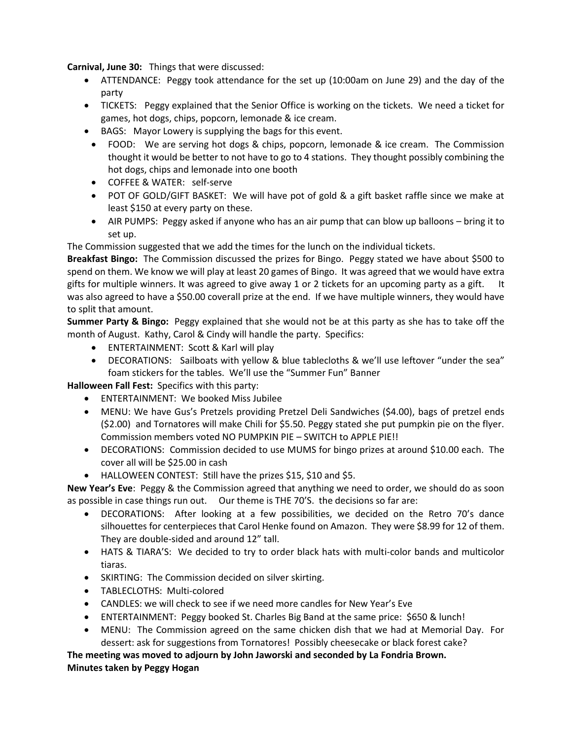**Carnival, June 30:** Things that were discussed:

- ATTENDANCE: Peggy took attendance for the set up (10:00am on June 29) and the day of the party
- TICKETS: Peggy explained that the Senior Office is working on the tickets. We need a ticket for games, hot dogs, chips, popcorn, lemonade & ice cream.
- BAGS: Mayor Lowery is supplying the bags for this event.
- FOOD: We are serving hot dogs & chips, popcorn, lemonade & ice cream. The Commission thought it would be better to not have to go to 4 stations. They thought possibly combining the hot dogs, chips and lemonade into one booth
- COFFEE & WATER: self-serve
- POT OF GOLD/GIFT BASKET: We will have pot of gold & a gift basket raffle since we make at least $150 at every party on these.
- AIR PUMPS: Peggy asked if anyone who has an air pump that can blow up balloons – bring it to set up.

The Commission suggested that we add the times for the lunch on the individual tickets.

**Breakfast Bingo:** The Commission discussed the prizes for Bingo. Peggy stated we have about $500 to spend on them. We know we will play at least 20 games of Bingo. It was agreed that we would have extra gifts for multiple winners. It was agreed to give away 1 or 2 tickets for an upcoming party as a gift. It was also agreed to have a $50.00 coverall prize at the end. If we have multiple winners, they would have to split that amount.

**Summer Party & Bingo:** Peggy explained that she would not be at this party as she has to take off the month of August. Kathy, Carol & Cindy will handle the party. Specifics:

- ENTERTAINMENT: Scott & Karl will play
- DECORATIONS: Sailboats with yellow & blue tablecloths & we'll use leftover "under the sea" foam stickers for the tables. We'll use the "Summer Fun" Banner

**Halloween Fall Fest:** Specifics with this party:

- ENTERTAINMENT: We booked Miss Jubilee
- MENU: We have Gus's Pretzels providing Pretzel Deli Sandwiches ($4.00), bags of pretzel ends ($2.00) and Tornatores will make Chili for $5.50. Peggy stated she put pumpkin pie on the flyer. Commission members voted NO PUMPKIN PIE – SWITCH to APPLE PIE!!
- DECORATIONS: Commission decided to use MUMS for bingo prizes at around $10.00 each. The cover all will be $25.00 in cash
- HALLOWEEN CONTEST: Still have the prizes $15, $10 and $5.

**New Year's Eve**: Peggy & the Commission agreed that anything we need to order, we should do as soon as possible in case things run out. Our theme is THE 70'S. the decisions so far are:

- DECORATIONS: After looking at a few possibilities, we decided on the Retro 70's dance silhouettes for centerpieces that Carol Henke found on Amazon. They were $8.99 for 12 of them. They are double-sided and around 12" tall.
- HATS & TIARA'S: We decided to try to order black hats with multi-color bands and multicolor tiaras.
- SKIRTING: The Commission decided on silver skirting.
- TABLECLOTHS: Multi-colored
- CANDLES: we will check to see if we need more candles for New Year's Eve
- ENTERTAINMENT: Peggy booked St. Charles Big Band at the same price: $650 & lunch!
- MENU: The Commission agreed on the same chicken dish that we had at Memorial Day. For dessert: ask for suggestions from Tornatores! Possibly cheesecake or black forest cake?

**The meeting was moved to adjourn by John Jaworski and seconded by La Fondria Brown.**
**Minutes taken by Peggy Hogan**